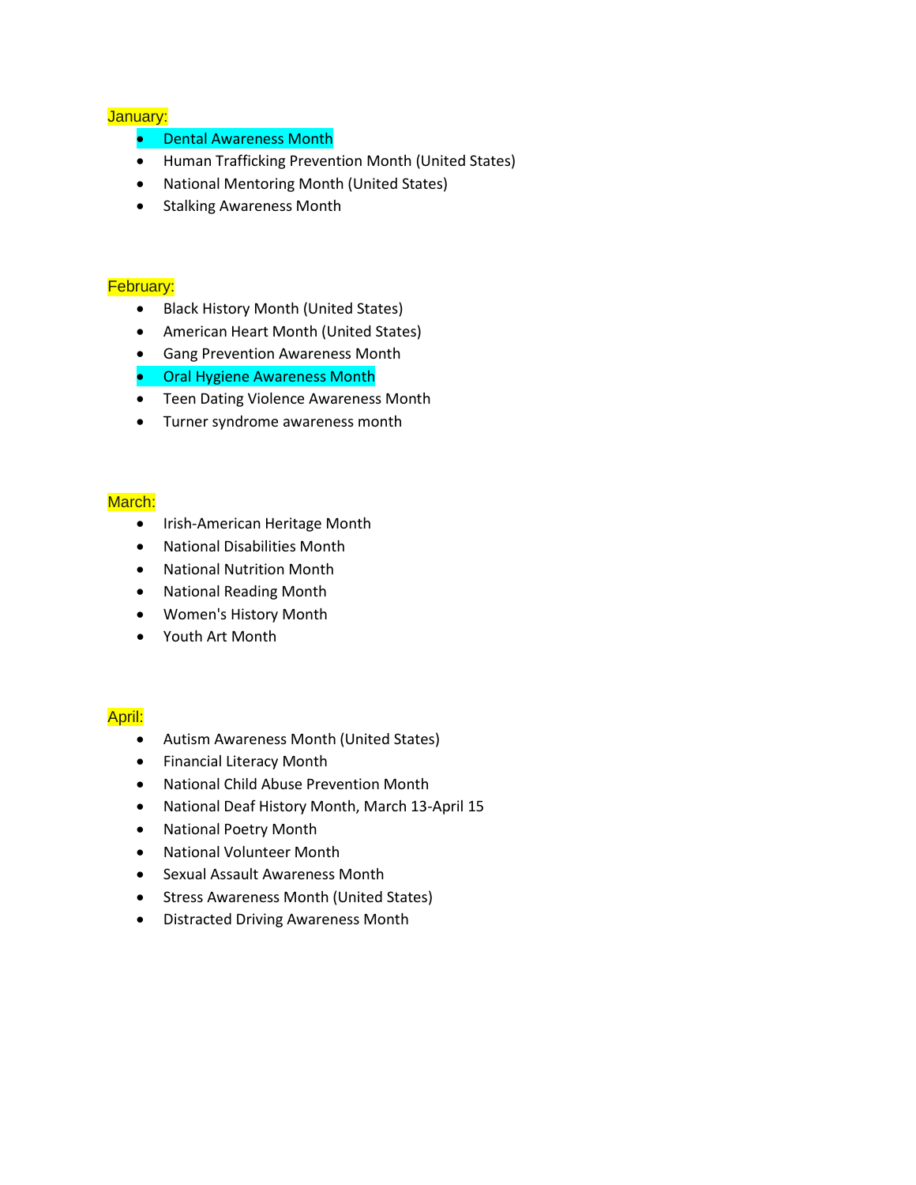January:

- Dental Awareness Month
- Human Trafficking Prevention Month (United States)
- National Mentoring Month (United States)
- Stalking Awareness Month

February:

- Black History Month (United States)
- American Heart Month (United States)
- Gang Prevention Awareness Month
- Oral Hygiene Awareness Month
- Teen Dating Violence Awareness Month
- Turner syndrome awareness month

March:

- Irish-American Heritage Month
- National Disabilities Month
- National Nutrition Month
- National Reading Month
- Women's History Month
- Youth Art Month

April:

- Autism Awareness Month (United States)
- Financial Literacy Month
- National Child Abuse Prevention Month
- National Deaf History Month, March 13-April 15
- National Poetry Month
- National Volunteer Month
- Sexual Assault Awareness Month
- Stress Awareness Month (United States)
- Distracted Driving Awareness Month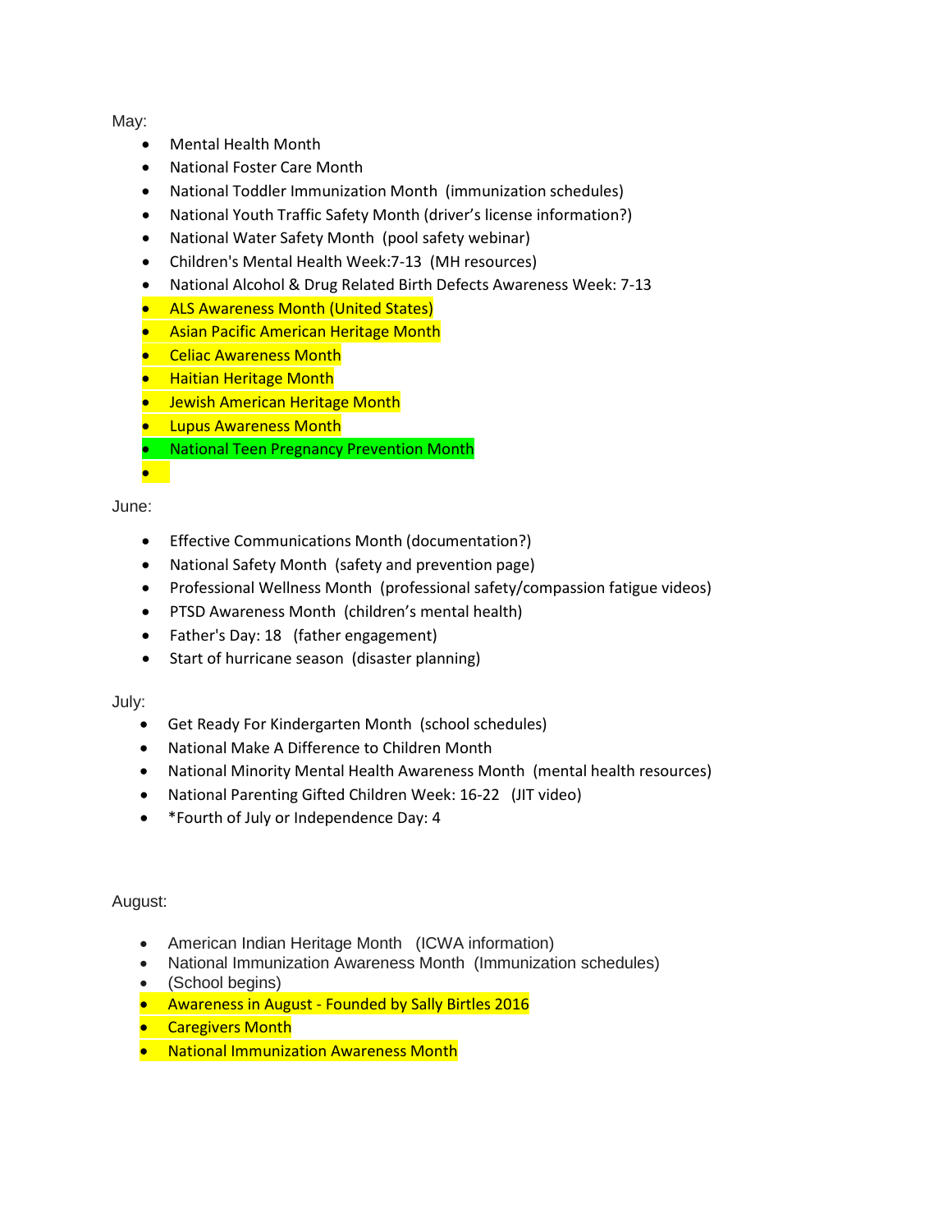May:

- Mental Health Month
- National Foster Care Month
- National Toddler Immunization Month (immunization schedules)
- National Youth Traffic Safety Month (driver's license information?)
- National Water Safety Month (pool safety webinar)
- Children's Mental Health Week:7-13 (MH resources)
- National Alcohol & Drug Related Birth Defects Awareness Week: 7-13
- ALS Awareness Month (United States)
- Asian Pacific American Heritage Month
- Celiac Awareness Month
- Haitian Heritage Month
- Jewish American Heritage Month
- Lupus Awareness Month
- National Teen Pregnancy Prevention Month
- 

June:

- Effective Communications Month (documentation?)
- National Safety Month (safety and prevention page)
- Professional Wellness Month (professional safety/compassion fatigue videos)
- PTSD Awareness Month (children's mental health)
- Father's Day: 18 (father engagement)
- Start of hurricane season (disaster planning)

July:

- Get Ready For Kindergarten Month (school schedules)
- National Make A Difference to Children Month
- National Minority Mental Health Awareness Month (mental health resources)
- National Parenting Gifted Children Week: 16-22 (JIT video)
- *Fourth of July or Independence Day: 4

August:

- American Indian Heritage Month (ICWA information)
- National Immunization Awareness Month (Immunization schedules)
- (School begins)
- Awareness in August - Founded by Sally Birtles 2016
- Caregivers Month
- National Immunization Awareness Month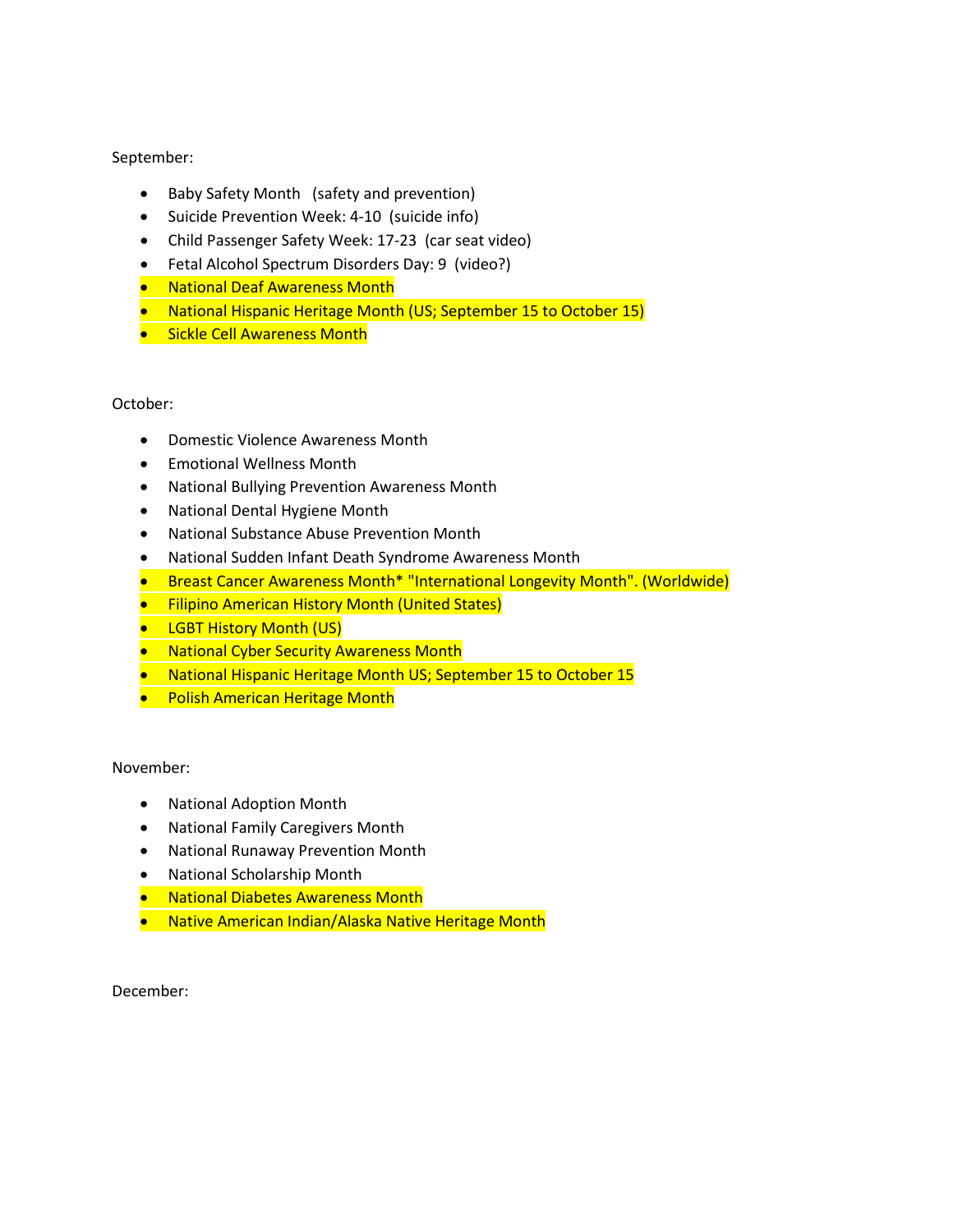September:

- Baby Safety Month (safety and prevention)
- Suicide Prevention Week: 4-10 (suicide info)
- Child Passenger Safety Week: 17-23 (car seat video)
- Fetal Alcohol Spectrum Disorders Day: 9 (video?)
- National Deaf Awareness Month
- National Hispanic Heritage Month (US; September 15 to October 15)
- Sickle Cell Awareness Month

October:

- Domestic Violence Awareness Month
- Emotional Wellness Month
- National Bullying Prevention Awareness Month
- National Dental Hygiene Month
- National Substance Abuse Prevention Month
- National Sudden Infant Death Syndrome Awareness Month
- Breast Cancer Awareness Month* "International Longevity Month". (Worldwide)
- Filipino American History Month (United States)
- LGBT History Month (US)
- National Cyber Security Awareness Month
- National Hispanic Heritage Month US; September 15 to October 15
- Polish American Heritage Month

November:

- National Adoption Month
- National Family Caregivers Month
- National Runaway Prevention Month
- National Scholarship Month
- National Diabetes Awareness Month
- Native American Indian/Alaska Native Heritage Month

December: